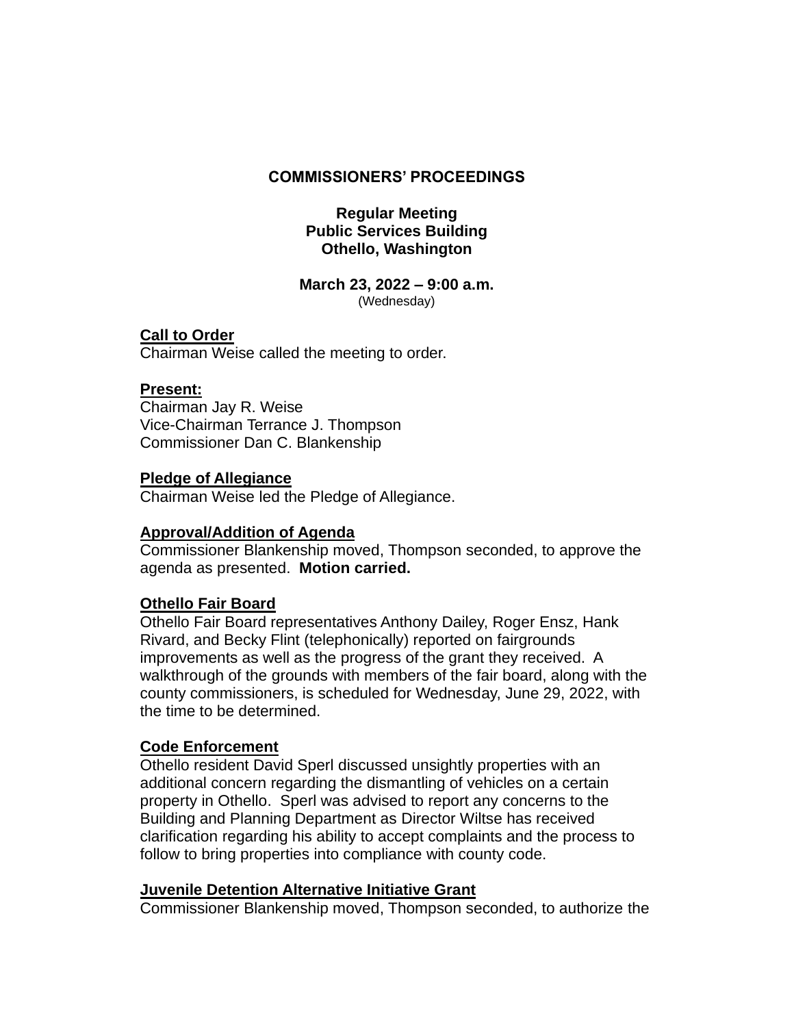# COMMISSIONERS' PROCEEDINGS

**Regular Meeting**
**Public Services Building**
**Othello, Washington**

**March 23, 2022 – 9:00 a.m.**
(Wednesday)

**Call to Order**
Chairman Weise called the meeting to order.

**Present:**
Chairman Jay R. Weise
Vice-Chairman Terrance J. Thompson
Commissioner Dan C. Blankenship

**Pledge of Allegiance**
Chairman Weise led the Pledge of Allegiance.

**Approval/Addition of Agenda**
Commissioner Blankenship moved, Thompson seconded, to approve the agenda as presented. **Motion carried.**

**Othello Fair Board**
Othello Fair Board representatives Anthony Dailey, Roger Ensz, Hank Rivard, and Becky Flint (telephonically) reported on fairgrounds improvements as well as the progress of the grant they received. A walkthrough of the grounds with members of the fair board, along with the county commissioners, is scheduled for Wednesday, June 29, 2022, with the time to be determined.

**Code Enforcement**
Othello resident David Sperl discussed unsightly properties with an additional concern regarding the dismantling of vehicles on a certain property in Othello. Sperl was advised to report any concerns to the Building and Planning Department as Director Wiltse has received clarification regarding his ability to accept complaints and the process to follow to bring properties into compliance with county code.

**Juvenile Detention Alternative Initiative Grant**
Commissioner Blankenship moved, Thompson seconded, to authorize the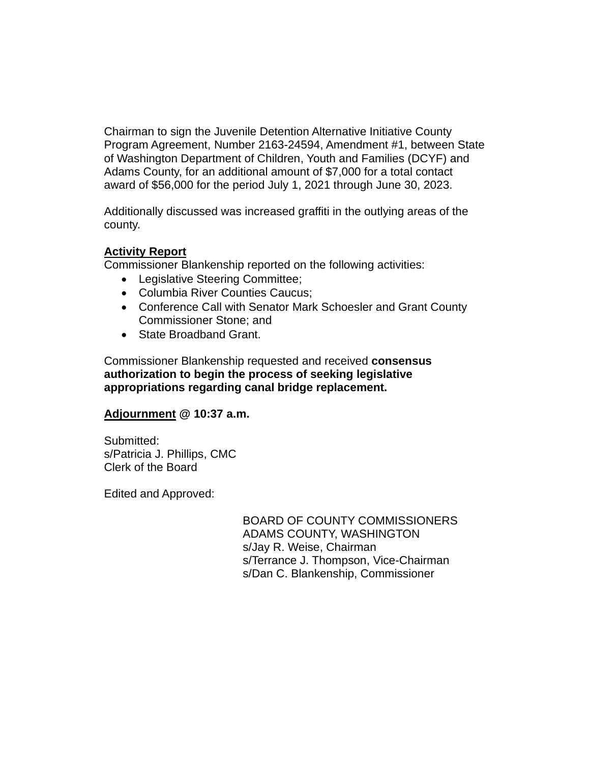Chairman to sign the Juvenile Detention Alternative Initiative County Program Agreement, Number 2163-24594, Amendment #1, between State of Washington Department of Children, Youth and Families (DCYF) and Adams County, for an additional amount of $7,000 for a total contact award of $56,000 for the period July 1, 2021 through June 30, 2023.

Additionally discussed was increased graffiti in the outlying areas of the county.

**Activity Report**
Commissioner Blankenship reported on the following activities:

- Legislative Steering Committee;
- Columbia River Counties Caucus;
- Conference Call with Senator Mark Schoesler and Grant County Commissioner Stone; and
- State Broadband Grant.

Commissioner Blankenship requested and received **consensus authorization to begin the process of seeking legislative appropriations regarding canal bridge replacement.**

**Adjournment @ 10:37 a.m.**

Submitted:
s/Patricia J. Phillips, CMC
Clerk of the Board

Edited and Approved:

BOARD OF COUNTY COMMISSIONERS
ADAMS COUNTY, WASHINGTON
s/Jay R. Weise, Chairman
s/Terrance J. Thompson, Vice-Chairman
s/Dan C. Blankenship, Commissioner